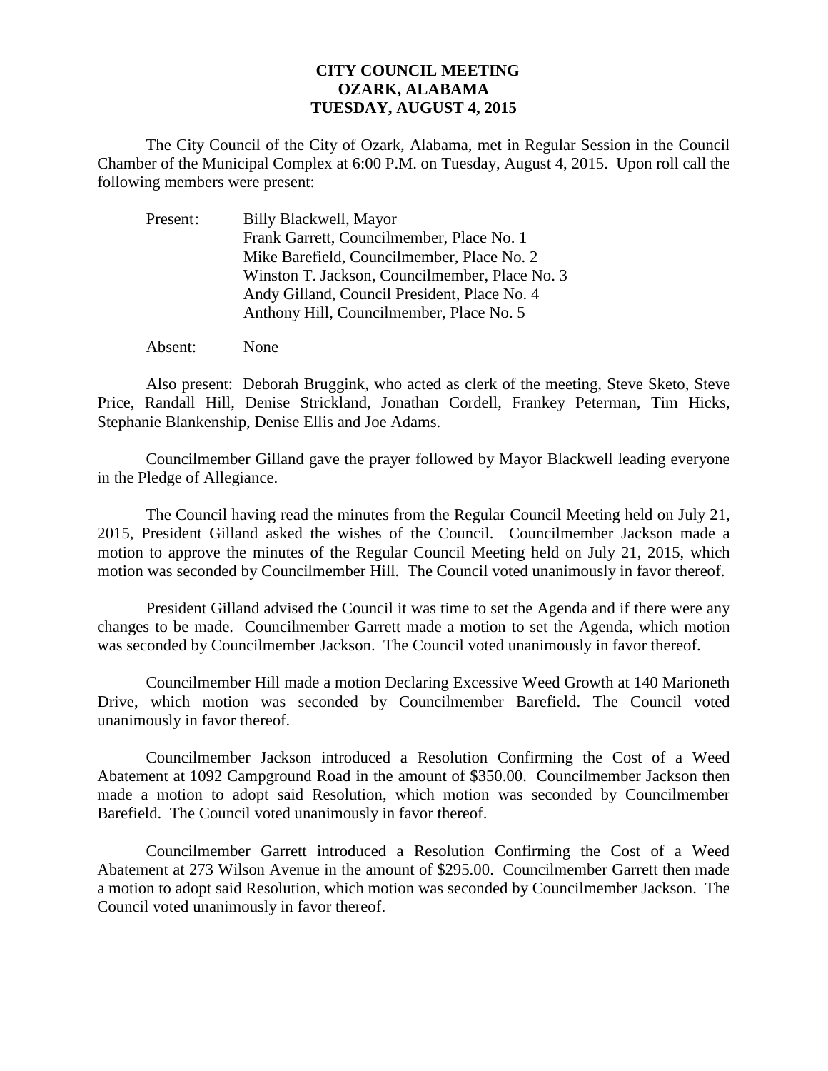**CITY COUNCIL MEETING**
**OZARK, ALABAMA**
**TUESDAY, AUGUST 4, 2015**

The City Council of the City of Ozark, Alabama, met in Regular Session in the Council Chamber of the Municipal Complex at 6:00 P.M. on Tuesday, August 4, 2015. Upon roll call the following members were present:

Present: Billy Blackwell, Mayor
Frank Garrett, Councilmember, Place No. 1
Mike Barefield, Councilmember, Place No. 2
Winston T. Jackson, Councilmember, Place No. 3
Andy Gilland, Council President, Place No. 4
Anthony Hill, Councilmember, Place No. 5

Absent: None

Also present: Deborah Bruggink, who acted as clerk of the meeting, Steve Sketo, Steve Price, Randall Hill, Denise Strickland, Jonathan Cordell, Frankey Peterman, Tim Hicks, Stephanie Blankenship, Denise Ellis and Joe Adams.

Councilmember Gilland gave the prayer followed by Mayor Blackwell leading everyone in the Pledge of Allegiance.

The Council having read the minutes from the Regular Council Meeting held on July 21, 2015, President Gilland asked the wishes of the Council. Councilmember Jackson made a motion to approve the minutes of the Regular Council Meeting held on July 21, 2015, which motion was seconded by Councilmember Hill. The Council voted unanimously in favor thereof.

President Gilland advised the Council it was time to set the Agenda and if there were any changes to be made. Councilmember Garrett made a motion to set the Agenda, which motion was seconded by Councilmember Jackson. The Council voted unanimously in favor thereof.

Councilmember Hill made a motion Declaring Excessive Weed Growth at 140 Marioneth Drive, which motion was seconded by Councilmember Barefield. The Council voted unanimously in favor thereof.

Councilmember Jackson introduced a Resolution Confirming the Cost of a Weed Abatement at 1092 Campground Road in the amount of $350.00. Councilmember Jackson then made a motion to adopt said Resolution, which motion was seconded by Councilmember Barefield. The Council voted unanimously in favor thereof.

Councilmember Garrett introduced a Resolution Confirming the Cost of a Weed Abatement at 273 Wilson Avenue in the amount of $295.00. Councilmember Garrett then made a motion to adopt said Resolution, which motion was seconded by Councilmember Jackson. The Council voted unanimously in favor thereof.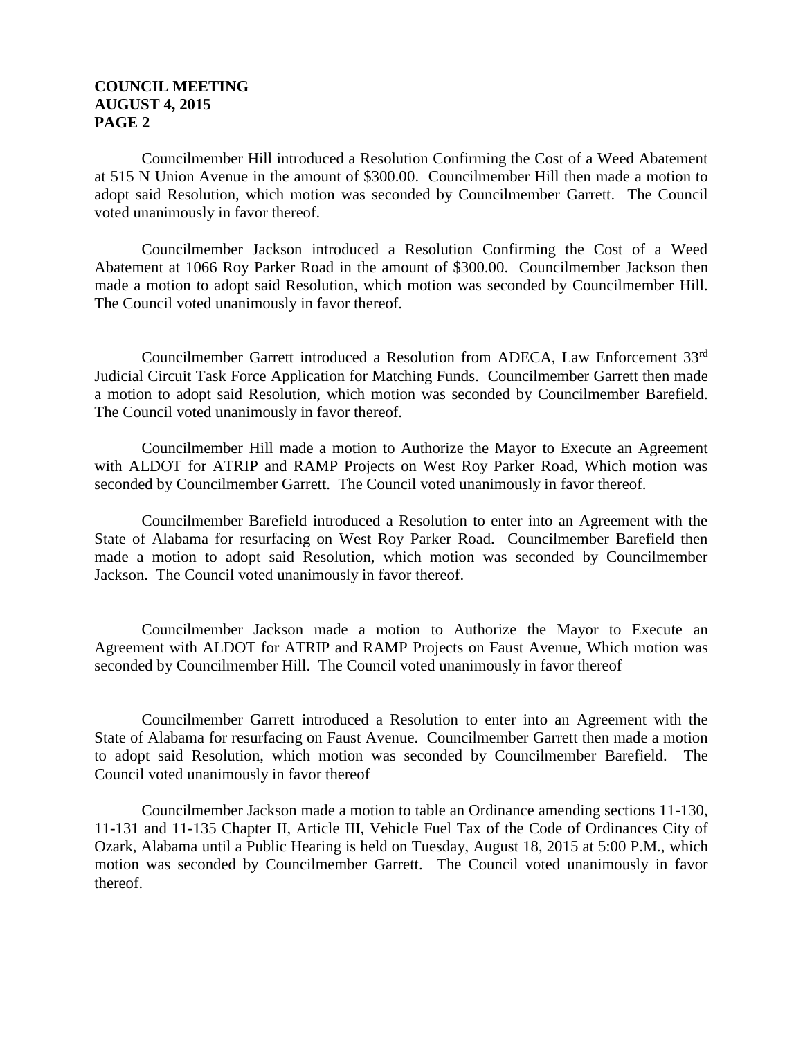Councilmember Hill introduced a Resolution Confirming the Cost of a Weed Abatement at 515 N Union Avenue in the amount of $300.00. Councilmember Hill then made a motion to adopt said Resolution, which motion was seconded by Councilmember Garrett. The Council voted unanimously in favor thereof.

Councilmember Jackson introduced a Resolution Confirming the Cost of a Weed Abatement at 1066 Roy Parker Road in the amount of $300.00. Councilmember Jackson then made a motion to adopt said Resolution, which motion was seconded by Councilmember Hill. The Council voted unanimously in favor thereof.

Councilmember Garrett introduced a Resolution from ADECA, Law Enforcement 33rd Judicial Circuit Task Force Application for Matching Funds. Councilmember Garrett then made a motion to adopt said Resolution, which motion was seconded by Councilmember Barefield. The Council voted unanimously in favor thereof.

Councilmember Hill made a motion to Authorize the Mayor to Execute an Agreement with ALDOT for ATRIP and RAMP Projects on West Roy Parker Road, Which motion was seconded by Councilmember Garrett. The Council voted unanimously in favor thereof.

Councilmember Barefield introduced a Resolution to enter into an Agreement with the State of Alabama for resurfacing on West Roy Parker Road. Councilmember Barefield then made a motion to adopt said Resolution, which motion was seconded by Councilmember Jackson. The Council voted unanimously in favor thereof.

Councilmember Jackson made a motion to Authorize the Mayor to Execute an Agreement with ALDOT for ATRIP and RAMP Projects on Faust Avenue, Which motion was seconded by Councilmember Hill. The Council voted unanimously in favor thereof

Councilmember Garrett introduced a Resolution to enter into an Agreement with the State of Alabama for resurfacing on Faust Avenue. Councilmember Garrett then made a motion to adopt said Resolution, which motion was seconded by Councilmember Barefield. The Council voted unanimously in favor thereof

Councilmember Jackson made a motion to table an Ordinance amending sections 11-130, 11-131 and 11-135 Chapter II, Article III, Vehicle Fuel Tax of the Code of Ordinances City of Ozark, Alabama until a Public Hearing is held on Tuesday, August 18, 2015 at 5:00 P.M., which motion was seconded by Councilmember Garrett. The Council voted unanimously in favor thereof.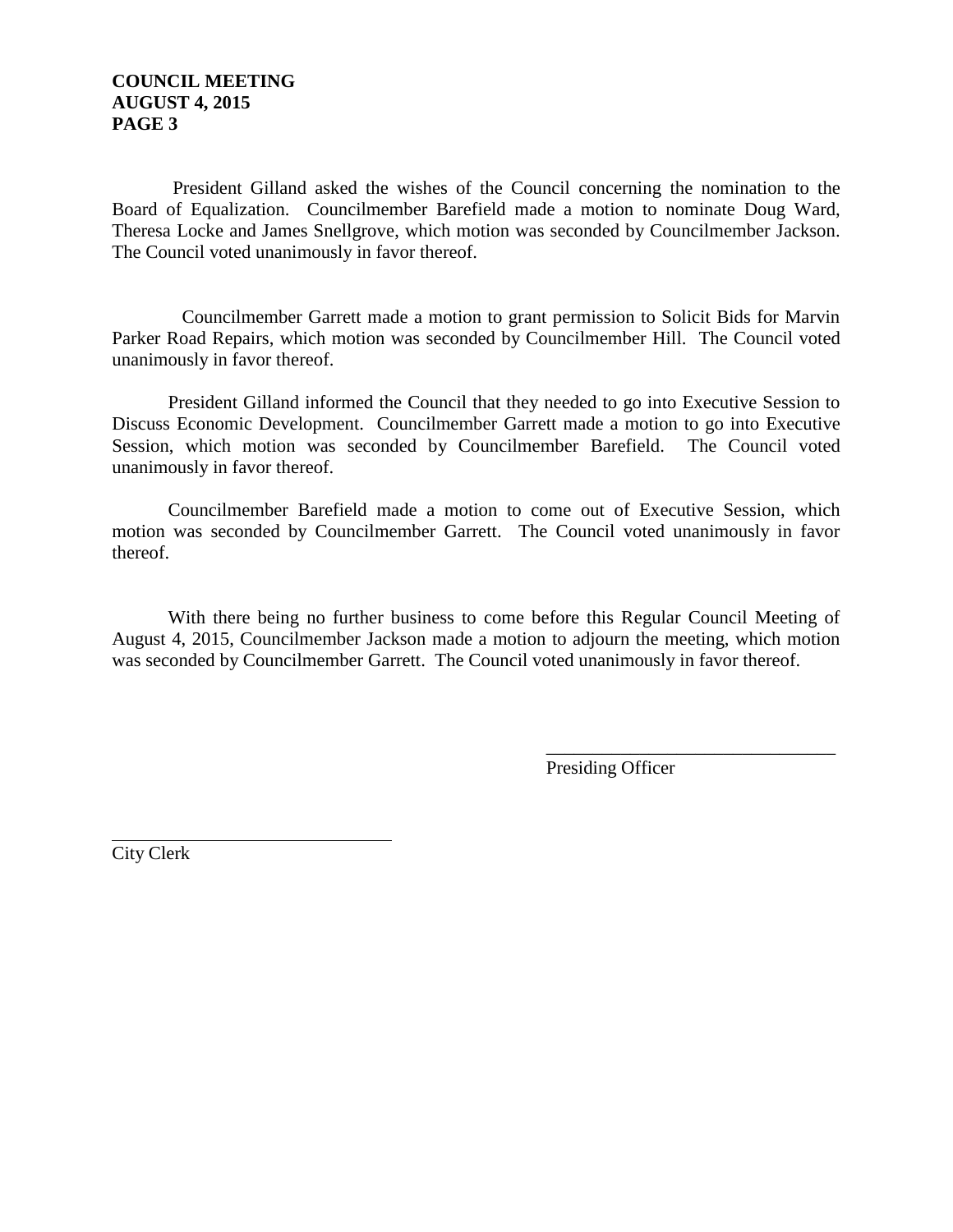President Gilland asked the wishes of the Council concerning the nomination to the Board of Equalization. Councilmember Barefield made a motion to nominate Doug Ward, Theresa Locke and James Snellgrove, which motion was seconded by Councilmember Jackson. The Council voted unanimously in favor thereof.

Councilmember Garrett made a motion to grant permission to Solicit Bids for Marvin Parker Road Repairs, which motion was seconded by Councilmember Hill. The Council voted unanimously in favor thereof.

President Gilland informed the Council that they needed to go into Executive Session to Discuss Economic Development. Councilmember Garrett made a motion to go into Executive Session, which motion was seconded by Councilmember Barefield. The Council voted unanimously in favor thereof.

Councilmember Barefield made a motion to come out of Executive Session, which motion was seconded by Councilmember Garrett. The Council voted unanimously in favor thereof.

With there being no further business to come before this Regular Council Meeting of August 4, 2015, Councilmember Jackson made a motion to adjourn the meeting, which motion was seconded by Councilmember Garrett. The Council voted unanimously in favor thereof.

\_\_\_\_\_\_\_\_\_\_\_\_\_\_\_\_\_\_\_\_\_\_\_\_\_\_\_\_\_\_\_\_
Presiding Officer

\_\_\_\_\_\_\_\_\_\_\_\_\_\_\_\_\_\_\_\_\_\_\_\_\_\_\_\_\_\_\_\_
City Clerk